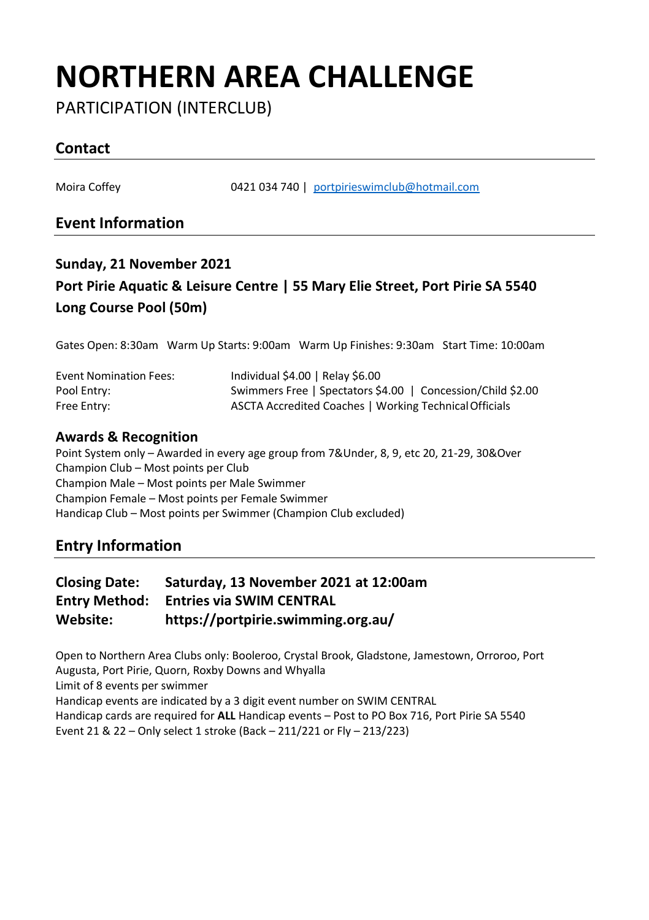# NORTHERN AREA CHALLENGE

PARTICIPATION (INTERCLUB)

## Contact

Moira Coffey 0421 034 740 | portpirieswimclub@hotmail.com

## Event Information

### Sunday, 21 November 2021

### Port Pirie Aquatic & Leisure Centre | 55 Mary Elie Street, Port Pirie SA 5540

### Long Course Pool (50m)

Gates Open: 8:30am Warm Up Starts: 9:00am Warm Up Finishes: 9:30am Start Time: 10:00am

| | |
|---|---|
| Event Nomination Fees: | Individual $4.00 \| Relay $6.00 |
| Pool Entry: | Swimmers Free \| Spectators $4.00 \| Concession/Child $2.00 |
| Free Entry: | ASCTA Accredited Coaches \| Working Technical Officials |

### Awards & Recognition

Point System only – Awarded in every age group from 7&Under, 8, 9, etc 20, 21-29, 30&Over
Champion Club – Most points per Club
Champion Male – Most points per Male Swimmer
Champion Female – Most points per Female Swimmer
Handicap Club – Most points per Swimmer (Champion Club excluded)

## Entry Information

**Closing Date:** **Saturday, 13 November 2021 at 12:00am**
**Entry Method:** **Entries via SWIM CENTRAL**
**Website:** **https://portpirie.swimming.org.au/**

Open to Northern Area Clubs only: Booleroo, Crystal Brook, Gladstone, Jamestown, Orroroo, Port Augusta, Port Pirie, Quorn, Roxby Downs and Whyalla
Limit of 8 events per swimmer
Handicap events are indicated by a 3 digit event number on SWIM CENTRAL
Handicap cards are required for **ALL** Handicap events – Post to PO Box 716, Port Pirie SA 5540
Event 21 & 22 – Only select 1 stroke (Back – 211/221 or Fly – 213/223)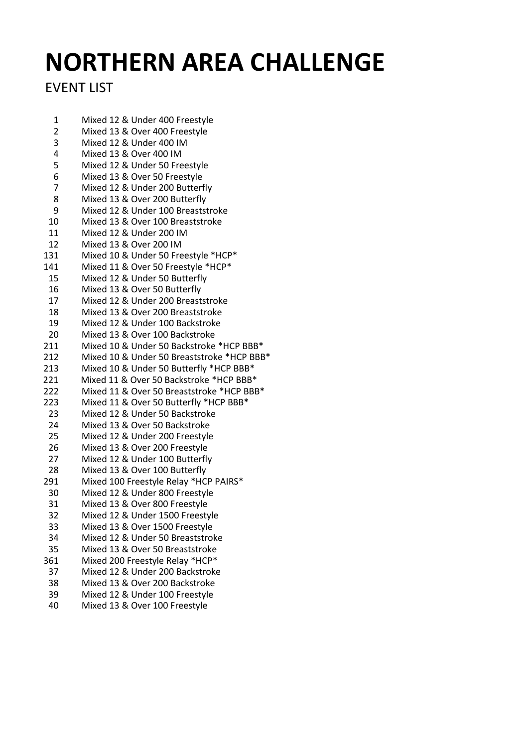# NORTHERN AREA CHALLENGE

EVENT LIST

| | |
|---|---|
| 1 | Mixed 12 & Under 400 Freestyle |
| 2 | Mixed 13 & Over 400 Freestyle |
| 3 | Mixed 12 & Under 400 IM |
| 4 | Mixed 13 & Over 400 IM |
| 5 | Mixed 12 & Under 50 Freestyle |
| 6 | Mixed 13 & Over 50 Freestyle |
| 7 | Mixed 12 & Under 200 Butterfly |
| 8 | Mixed 13 & Over 200 Butterfly |
| 9 | Mixed 12 & Under 100 Breaststroke |
| 10 | Mixed 13 & Over 100 Breaststroke |
| 11 | Mixed 12 & Under 200 IM |
| 12 | Mixed 13 & Over 200 IM |
| 131 | Mixed 10 & Under 50 Freestyle *HCP* |
| 141 | Mixed 11 & Over 50 Freestyle *HCP* |
| 15 | Mixed 12 & Under 50 Butterfly |
| 16 | Mixed 13 & Over 50 Butterfly |
| 17 | Mixed 12 & Under 200 Breaststroke |
| 18 | Mixed 13 & Over 200 Breaststroke |
| 19 | Mixed 12 & Under 100 Backstroke |
| 20 | Mixed 13 & Over 100 Backstroke |
| 211 | Mixed 10 & Under 50 Backstroke *HCP BBB* |
| 212 | Mixed 10 & Under 50 Breaststroke *HCP BBB* |
| 213 | Mixed 10 & Under 50 Butterfly *HCP BBB* |
| 221 | Mixed 11 & Over 50 Backstroke *HCP BBB* |
| 222 | Mixed 11 & Over 50 Breaststroke *HCP BBB* |
| 223 | Mixed 11 & Over 50 Butterfly *HCP BBB* |
| 23 | Mixed 12 & Under 50 Backstroke |
| 24 | Mixed 13 & Over 50 Backstroke |
| 25 | Mixed 12 & Under 200 Freestyle |
| 26 | Mixed 13 & Over 200 Freestyle |
| 27 | Mixed 12 & Under 100 Butterfly |
| 28 | Mixed 13 & Over 100 Butterfly |
| 291 | Mixed 100 Freestyle Relay *HCP PAIRS* |
| 30 | Mixed 12 & Under 800 Freestyle |
| 31 | Mixed 13 & Over 800 Freestyle |
| 32 | Mixed 12 & Under 1500 Freestyle |
| 33 | Mixed 13 & Over 1500 Freestyle |
| 34 | Mixed 12 & Under 50 Breaststroke |
| 35 | Mixed 13 & Over 50 Breaststroke |
| 361 | Mixed 200 Freestyle Relay *HCP* |
| 37 | Mixed 12 & Under 200 Backstroke |
| 38 | Mixed 13 & Over 200 Backstroke |
| 39 | Mixed 12 & Under 100 Freestyle |
| 40 | Mixed 13 & Over 100 Freestyle |